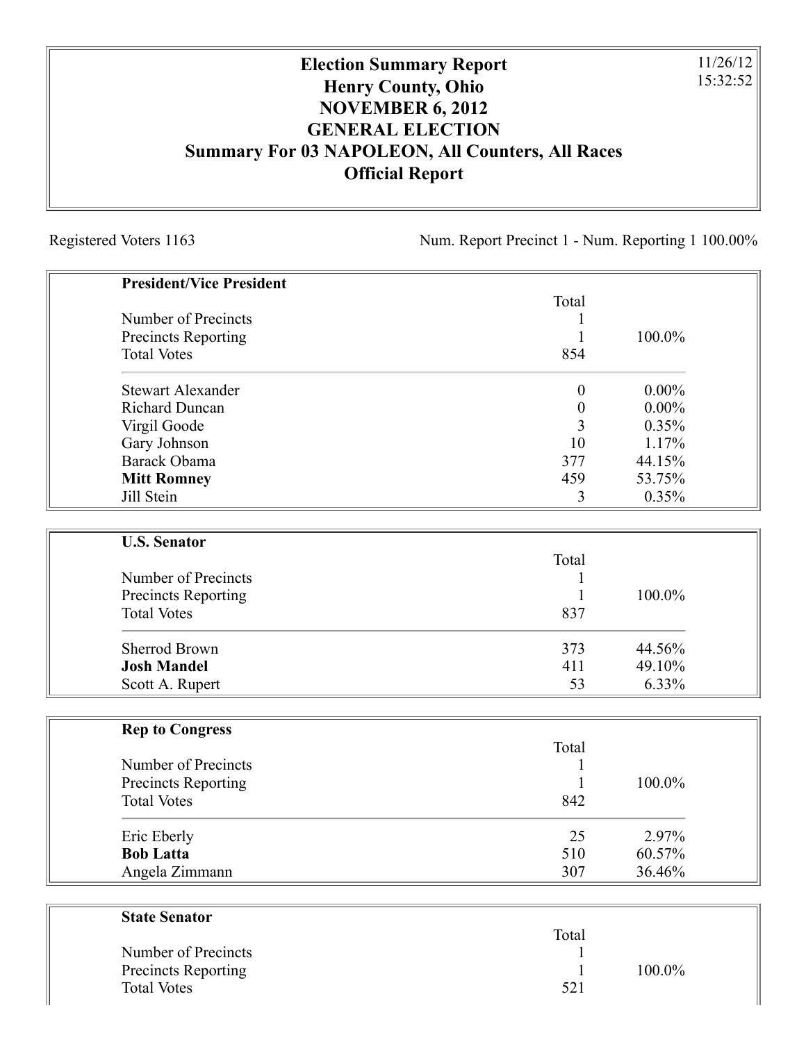# Election Summary Report
# Henry County, Ohio
# NOVEMBER 6, 2012
# GENERAL ELECTION
# Summary For 03 NAPOLEON, All Counters, All Races
# Official Report

11/26/12
15:32:52

Registered Voters 1163

Num. Report Precinct 1 - Num. Reporting 1 100.00%

## President/Vice President

| | Total | |
|---|---|---|
| Number of Precincts | 1 | |
| Precincts Reporting | 1 | 100.0% |
| Total Votes | 854 | |
| Stewart Alexander | 0 | 0.00% |
| Richard Duncan | 0 | 0.00% |
| Virgil Goode | 3 | 0.35% |
| Gary Johnson | 10 | 1.17% |
| Barack Obama | 377 | 44.15% |
| **Mitt Romney** | 459 | 53.75% |
| Jill Stein | 3 | 0.35% |

## U.S. Senator

| | Total | |
|---|---|---|
| Number of Precincts | 1 | |
| Precincts Reporting | 1 | 100.0% |
| Total Votes | 837 | |
| Sherrod Brown | 373 | 44.56% |
| **Josh Mandel** | 411 | 49.10% |
| Scott A. Rupert | 53 | 6.33% |

## Rep to Congress

| | Total | |
|---|---|---|
| Number of Precincts | 1 | |
| Precincts Reporting | 1 | 100.0% |
| Total Votes | 842 | |
| Eric Eberly | 25 | 2.97% |
| **Bob Latta** | 510 | 60.57% |
| Angela Zimmann | 307 | 36.46% |

## State Senator

| | Total | |
|---|---|---|
| Number of Precincts | 1 | |
| Precincts Reporting | 1 | 100.0% |
| Total Votes | 521 | |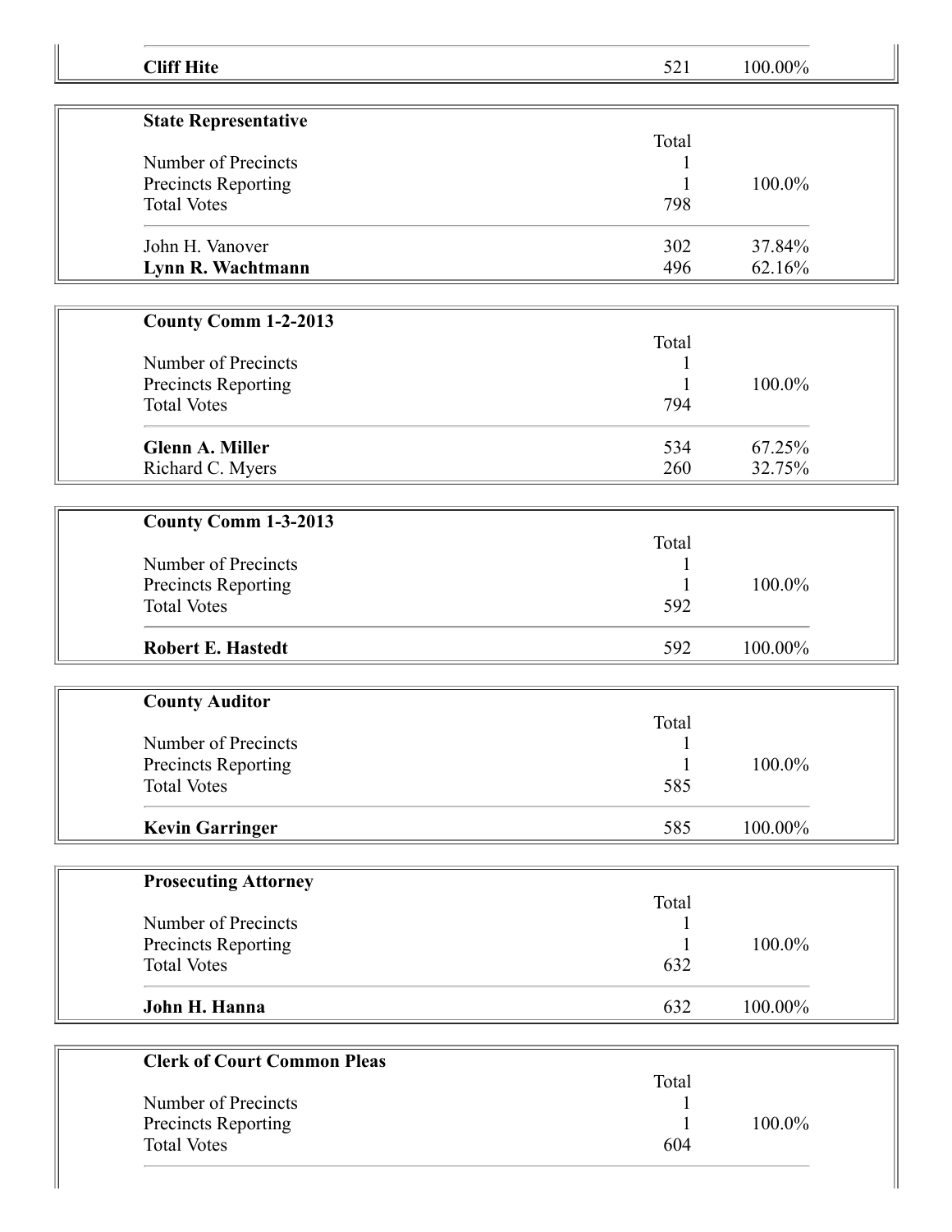| | | |
|---|---|---|
| **Cliff Hite** | 521 | 100.00% |

| **State Representative** | | |
|---|---|---|
| | Total | |
| Number of Precincts | 1 | |
| Precincts Reporting | 1 | 100.0% |
| Total Votes | 798 | |
| John H. Vanover | 302 | 37.84% |
| **Lynn R. Wachtmann** | 496 | 62.16% |

| **County Comm 1-2-2013** | | |
|---|---|---|
| | Total | |
| Number of Precincts | 1 | |
| Precincts Reporting | 1 | 100.0% |
| Total Votes | 794 | |
| **Glenn A. Miller** | 534 | 67.25% |
| Richard C. Myers | 260 | 32.75% |

| **County Comm 1-3-2013** | | |
|---|---|---|
| | Total | |
| Number of Precincts | 1 | |
| Precincts Reporting | 1 | 100.0% |
| Total Votes | 592 | |
| **Robert E. Hastedt** | 592 | 100.00% |

| **County Auditor** | | |
|---|---|---|
| | Total | |
| Number of Precincts | 1 | |
| Precincts Reporting | 1 | 100.0% |
| Total Votes | 585 | |
| **Kevin Garringer** | 585 | 100.00% |

| **Prosecuting Attorney** | | |
|---|---|---|
| | Total | |
| Number of Precincts | 1 | |
| Precincts Reporting | 1 | 100.0% |
| Total Votes | 632 | |
| **John H. Hanna** | 632 | 100.00% |

| **Clerk of Court Common Pleas** | | |
|---|---|---|
| | Total | |
| Number of Precincts | 1 | |
| Precincts Reporting | 1 | 100.0% |
| Total Votes | 604 | |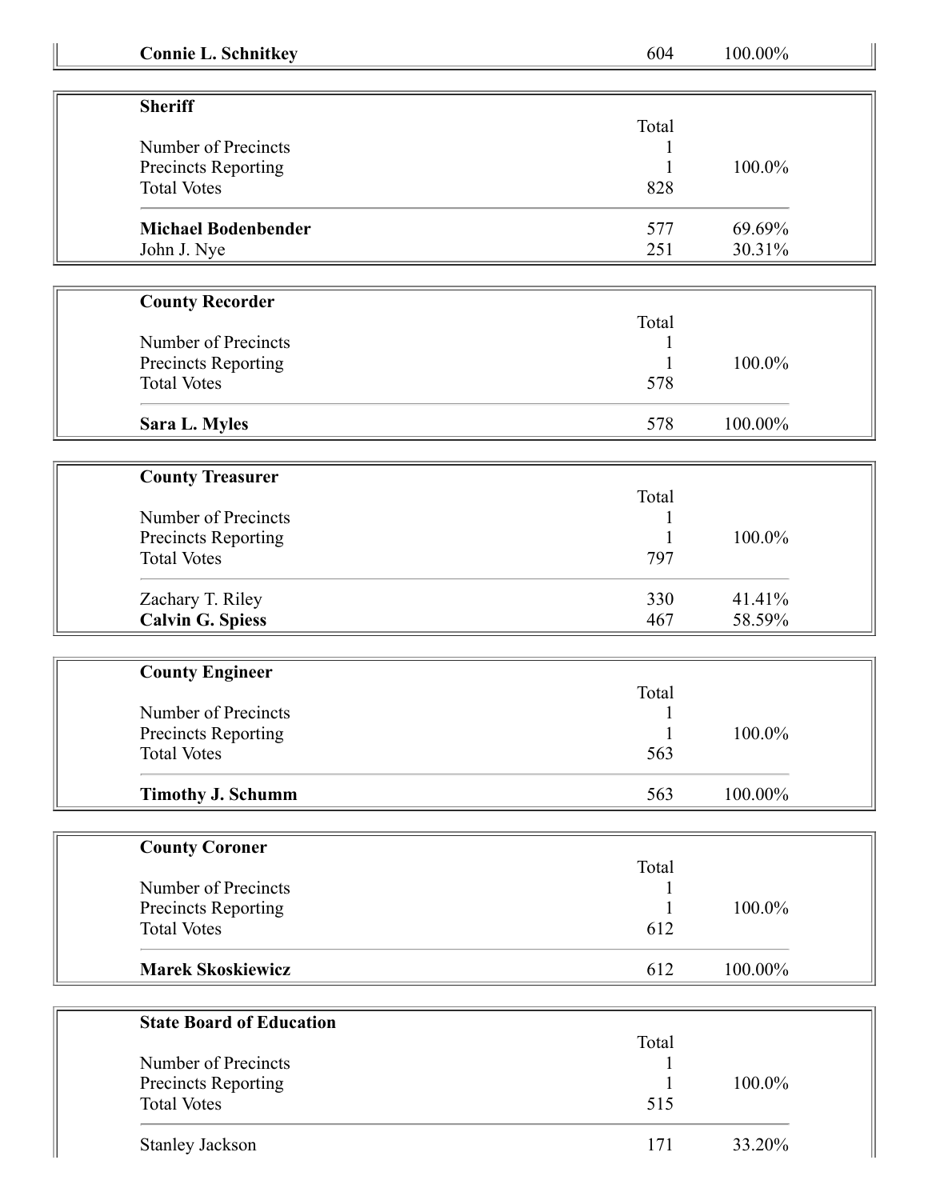| **Connie L. Schnitkey** | 604 | 100.00% |
|---|---|---|

### Sheriff

| | Total | |
|---|---|---|
| Number of Precincts | 1 | |
| Precincts Reporting | 1 | 100.0% |
| Total Votes | 828 | |
| **Michael Bodenbender** | 577 | 69.69% |
| John J. Nye | 251 | 30.31% |

### County Recorder

| | Total | |
|---|---|---|
| Number of Precincts | 1 | |
| Precincts Reporting | 1 | 100.0% |
| Total Votes | 578 | |
| **Sara L. Myles** | 578 | 100.00% |

### County Treasurer

| | Total | |
|---|---|---|
| Number of Precincts | 1 | |
| Precincts Reporting | 1 | 100.0% |
| Total Votes | 797 | |
| Zachary T. Riley | 330 | 41.41% |
| **Calvin G. Spiess** | 467 | 58.59% |

### County Engineer

| | Total | |
|---|---|---|
| Number of Precincts | 1 | |
| Precincts Reporting | 1 | 100.0% |
| Total Votes | 563 | |
| **Timothy J. Schumm** | 563 | 100.00% |

### County Coroner

| | Total | |
|---|---|---|
| Number of Precincts | 1 | |
| Precincts Reporting | 1 | 100.0% |
| Total Votes | 612 | |
| **Marek Skoskiewicz** | 612 | 100.00% |

### State Board of Education

| | Total | |
|---|---|---|
| Number of Precincts | 1 | |
| Precincts Reporting | 1 | 100.0% |
| Total Votes | 515 | |
| Stanley Jackson | 171 | 33.20% |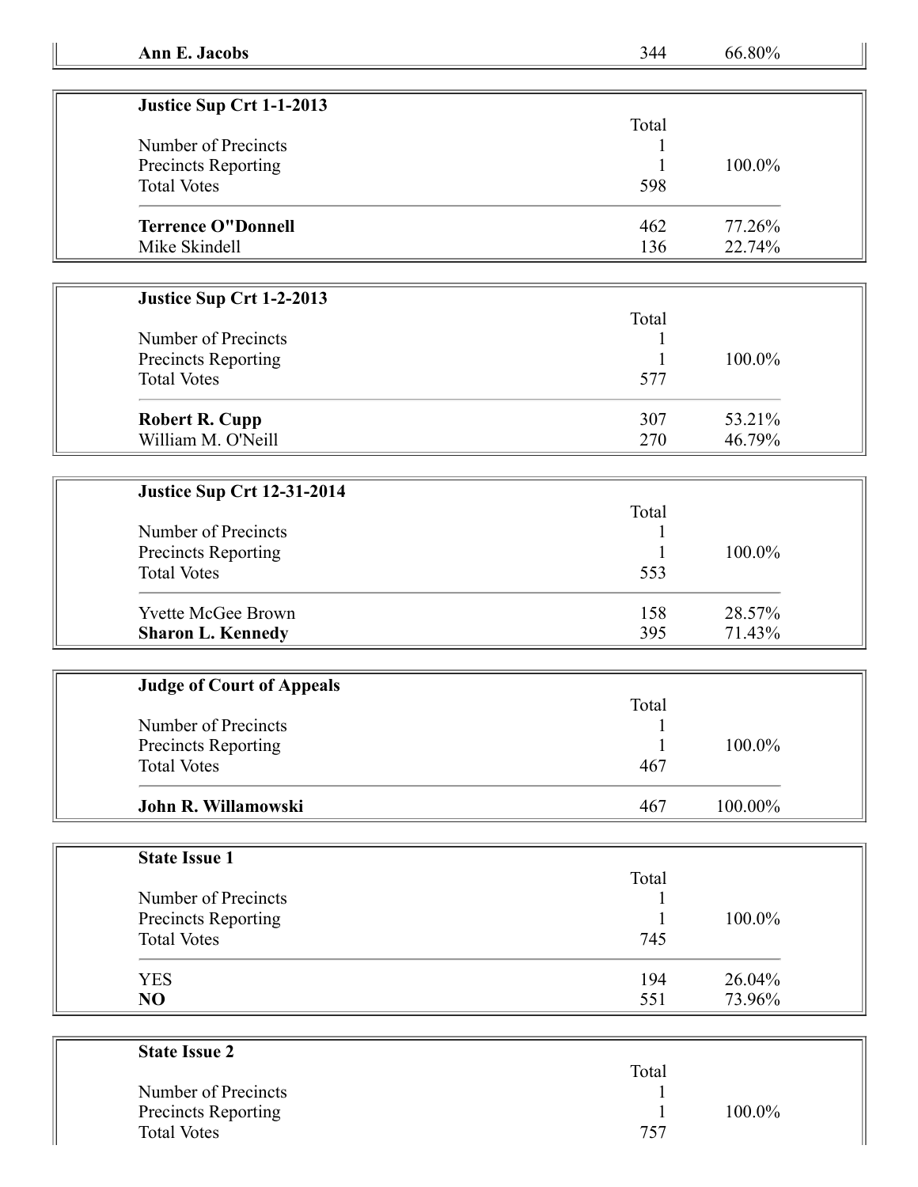| | | |
|---|---|---|
| **Ann E. Jacobs** | 344 | 66.80% |

| **Justice Sup Crt 1-1-2013** | | |
|---|---|---|
| | Total | |
| Number of Precincts | 1 | |
| Precincts Reporting | 1 | 100.0% |
| Total Votes | 598 | |
| **Terrence O"Donnell** | 462 | 77.26% |
| Mike Skindell | 136 | 22.74% |

| **Justice Sup Crt 1-2-2013** | | |
|---|---|---|
| | Total | |
| Number of Precincts | 1 | |
| Precincts Reporting | 1 | 100.0% |
| Total Votes | 577 | |
| **Robert R. Cupp** | 307 | 53.21% |
| William M. O'Neill | 270 | 46.79% |

| **Justice Sup Crt 12-31-2014** | | |
|---|---|---|
| | Total | |
| Number of Precincts | 1 | |
| Precincts Reporting | 1 | 100.0% |
| Total Votes | 553 | |
| Yvette McGee Brown | 158 | 28.57% |
| **Sharon L. Kennedy** | 395 | 71.43% |

| **Judge of Court of Appeals** | | |
|---|---|---|
| | Total | |
| Number of Precincts | 1 | |
| Precincts Reporting | 1 | 100.0% |
| Total Votes | 467 | |
| **John R. Willamowski** | 467 | 100.00% |

| **State Issue 1** | | |
|---|---|---|
| | Total | |
| Number of Precincts | 1 | |
| Precincts Reporting | 1 | 100.0% |
| Total Votes | 745 | |
| YES | 194 | 26.04% |
| **NO** | 551 | 73.96% |

| **State Issue 2** | | |
|---|---|---|
| | Total | |
| Number of Precincts | 1 | |
| Precincts Reporting | 1 | 100.0% |
| Total Votes | 757 | |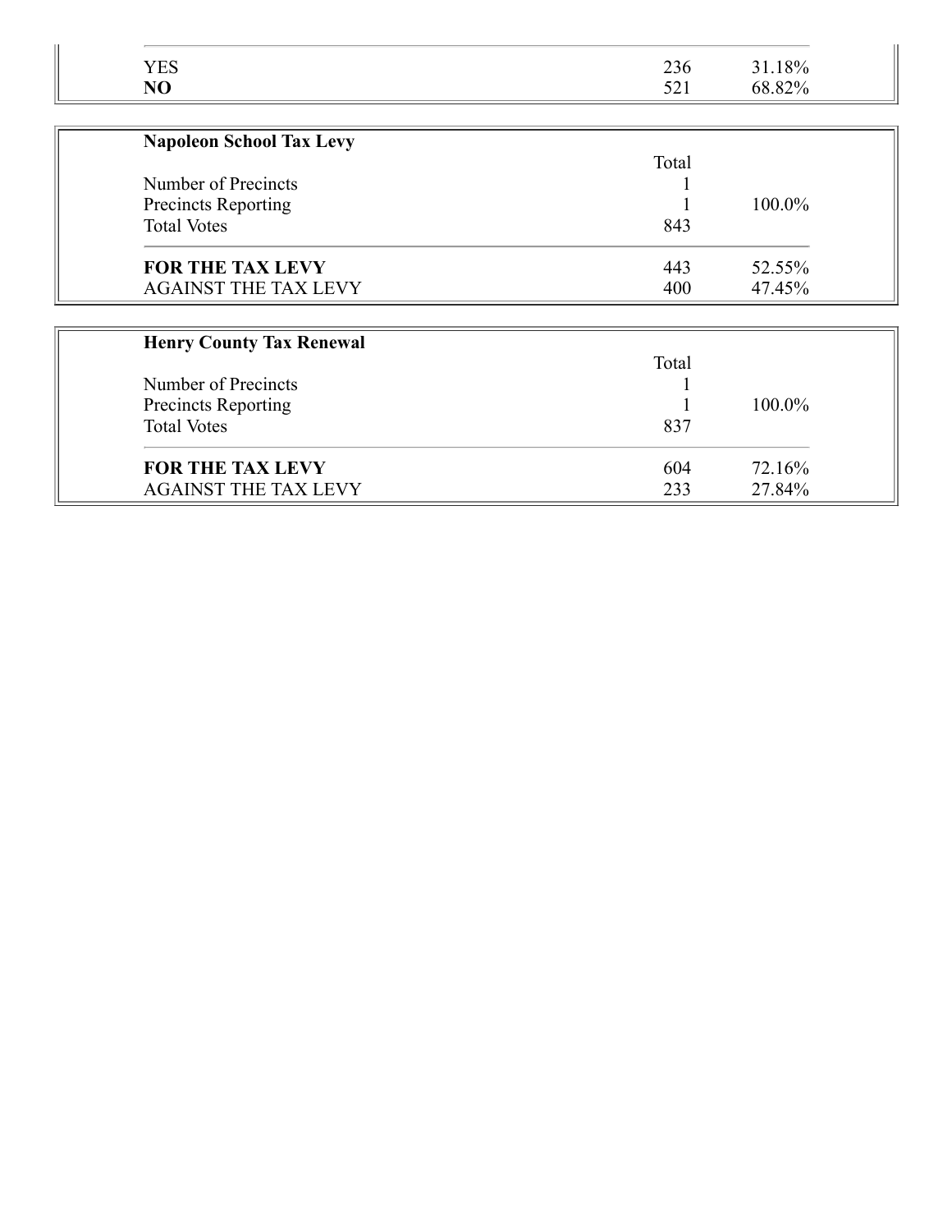| | | |
|---|---|---|
| YES | 236 | 31.18% |
| **NO** | 521 | 68.82% |

**Napoleon School Tax Levy**

| | Total | |
|---|---|---|
| Number of Precincts | 1 | |
| Precincts Reporting | 1 | 100.0% |
| Total Votes | 843 | |
| **FOR THE TAX LEVY** | 443 | 52.55% |
| AGAINST THE TAX LEVY | 400 | 47.45% |

**Henry County Tax Renewal**

| | Total | |
|---|---|---|
| Number of Precincts | 1 | |
| Precincts Reporting | 1 | 100.0% |
| Total Votes | 837 | |
| **FOR THE TAX LEVY** | 604 | 72.16% |
| AGAINST THE TAX LEVY | 233 | 27.84% |